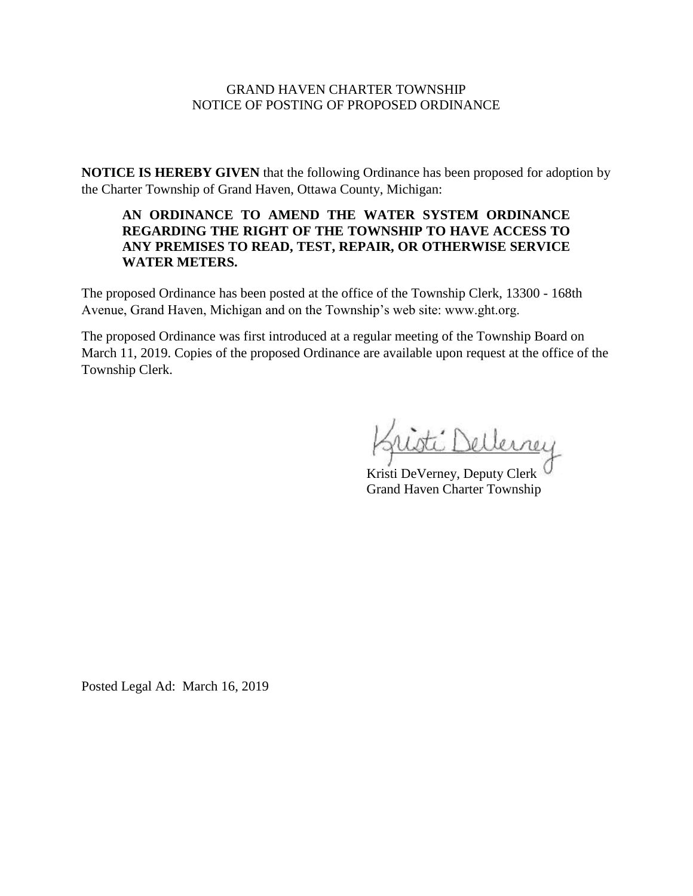# GRAND HAVEN CHARTER TOWNSHIP
## NOTICE OF POSTING OF PROPOSED ORDINANCE

**NOTICE IS HEREBY GIVEN** that the following Ordinance has been proposed for adoption by the Charter Township of Grand Haven, Ottawa County, Michigan:

> **AN ORDINANCE TO AMEND THE WATER SYSTEM ORDINANCE REGARDING THE RIGHT OF THE TOWNSHIP TO HAVE ACCESS TO ANY PREMISES TO READ, TEST, REPAIR, OR OTHERWISE SERVICE WATER METERS.**

The proposed Ordinance has been posted at the office of the Township Clerk, 13300 - 168th Avenue, Grand Haven, Michigan and on the Township's web site: www.ght.org.

The proposed Ordinance was first introduced at a regular meeting of the Township Board on March 11, 2019. Copies of the proposed Ordinance are available upon request at the office of the Township Clerk.

Kristi DeVerney

Kristi DeVerney, Deputy Clerk
Grand Haven Charter Township

Posted Legal Ad: March 16, 2019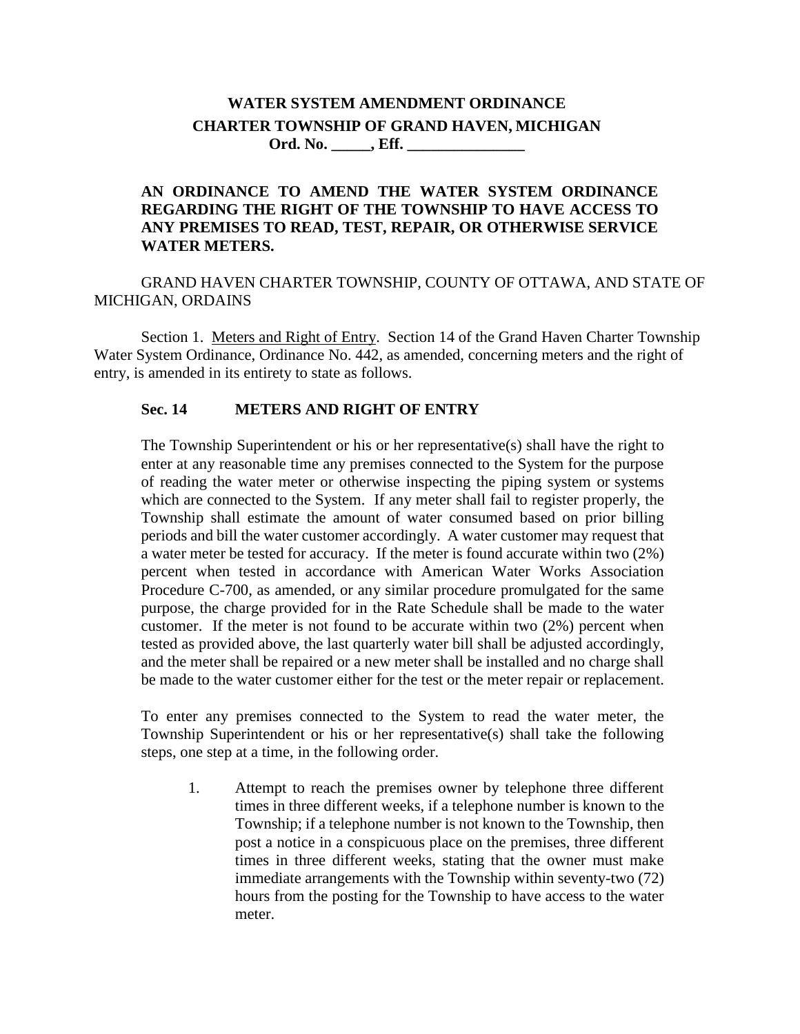**WATER SYSTEM AMENDMENT ORDINANCE**
**CHARTER TOWNSHIP OF GRAND HAVEN, MICHIGAN**
**Ord. No. _____, Eff. _______________**

**AN ORDINANCE TO AMEND THE WATER SYSTEM ORDINANCE REGARDING THE RIGHT OF THE TOWNSHIP TO HAVE ACCESS TO ANY PREMISES TO READ, TEST, REPAIR, OR OTHERWISE SERVICE WATER METERS.**

GRAND HAVEN CHARTER TOWNSHIP, COUNTY OF OTTAWA, AND STATE OF MICHIGAN, ORDAINS

Section 1. Meters and Right of Entry. Section 14 of the Grand Haven Charter Township Water System Ordinance, Ordinance No. 442, as amended, concerning meters and the right of entry, is amended in its entirety to state as follows.

**Sec. 14 METERS AND RIGHT OF ENTRY**

The Township Superintendent or his or her representative(s) shall have the right to enter at any reasonable time any premises connected to the System for the purpose of reading the water meter or otherwise inspecting the piping system or systems which are connected to the System. If any meter shall fail to register properly, the Township shall estimate the amount of water consumed based on prior billing periods and bill the water customer accordingly. A water customer may request that a water meter be tested for accuracy. If the meter is found accurate within two (2%) percent when tested in accordance with American Water Works Association Procedure C-700, as amended, or any similar procedure promulgated for the same purpose, the charge provided for in the Rate Schedule shall be made to the water customer. If the meter is not found to be accurate within two (2%) percent when tested as provided above, the last quarterly water bill shall be adjusted accordingly, and the meter shall be repaired or a new meter shall be installed and no charge shall be made to the water customer either for the test or the meter repair or replacement.

To enter any premises connected to the System to read the water meter, the Township Superintendent or his or her representative(s) shall take the following steps, one step at a time, in the following order.

1. Attempt to reach the premises owner by telephone three different times in three different weeks, if a telephone number is known to the Township; if a telephone number is not known to the Township, then post a notice in a conspicuous place on the premises, three different times in three different weeks, stating that the owner must make immediate arrangements with the Township within seventy-two (72) hours from the posting for the Township to have access to the water meter.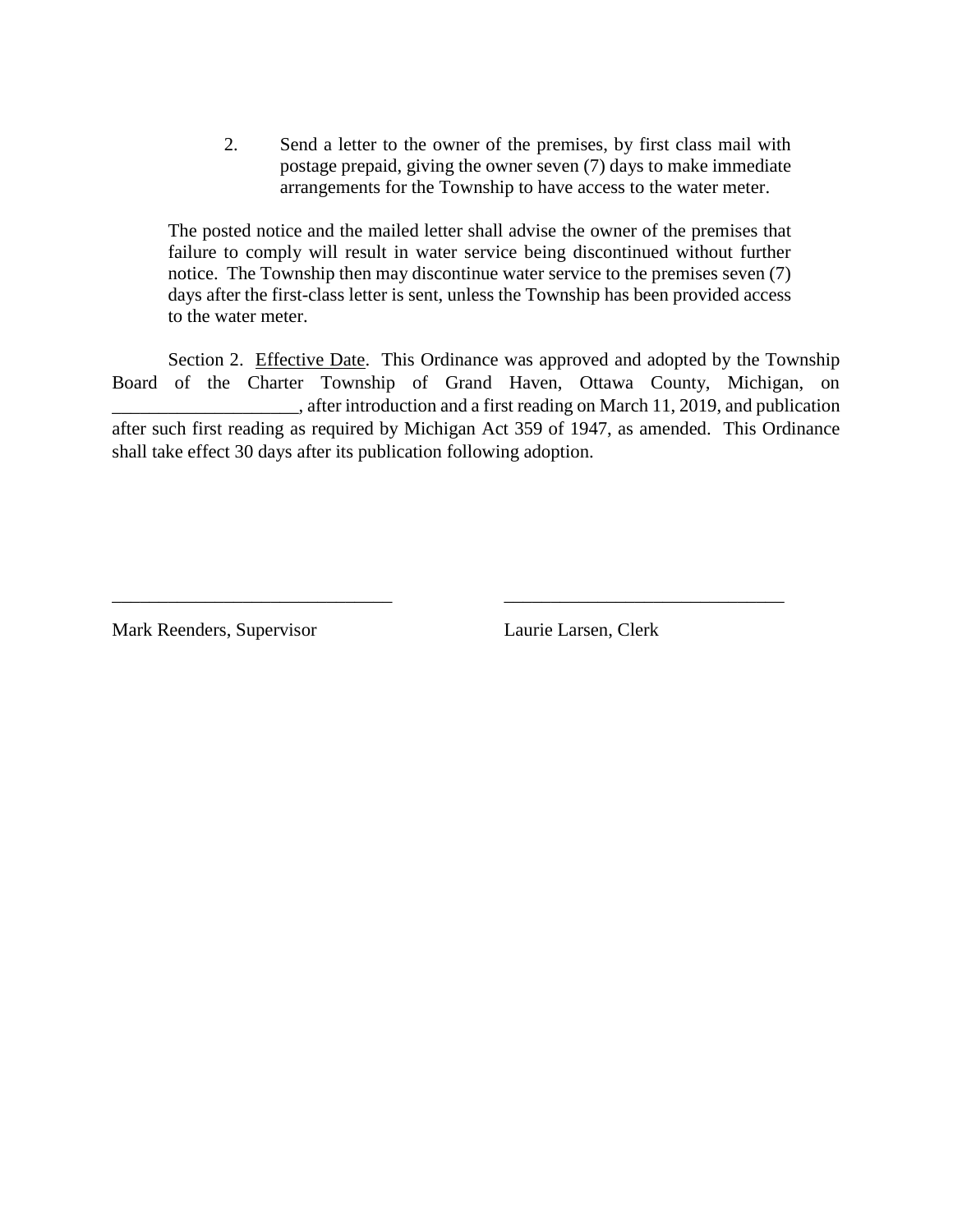2. Send a letter to the owner of the premises, by first class mail with postage prepaid, giving the owner seven (7) days to make immediate arrangements for the Township to have access to the water meter.

The posted notice and the mailed letter shall advise the owner of the premises that failure to comply will result in water service being discontinued without further notice. The Township then may discontinue water service to the premises seven (7) days after the first-class letter is sent, unless the Township has been provided access to the water meter.

Section 2. <u>Effective Date</u>. This Ordinance was approved and adopted by the Township Board of the Charter Township of Grand Haven, Ottawa County, Michigan, on ____________________, after introduction and a first reading on March 11, 2019, and publication after such first reading as required by Michigan Act 359 of 1947, as amended. This Ordinance shall take effect 30 days after its publication following adoption.

______________________________ ______________________________

Mark Reenders, Supervisor Laurie Larsen, Clerk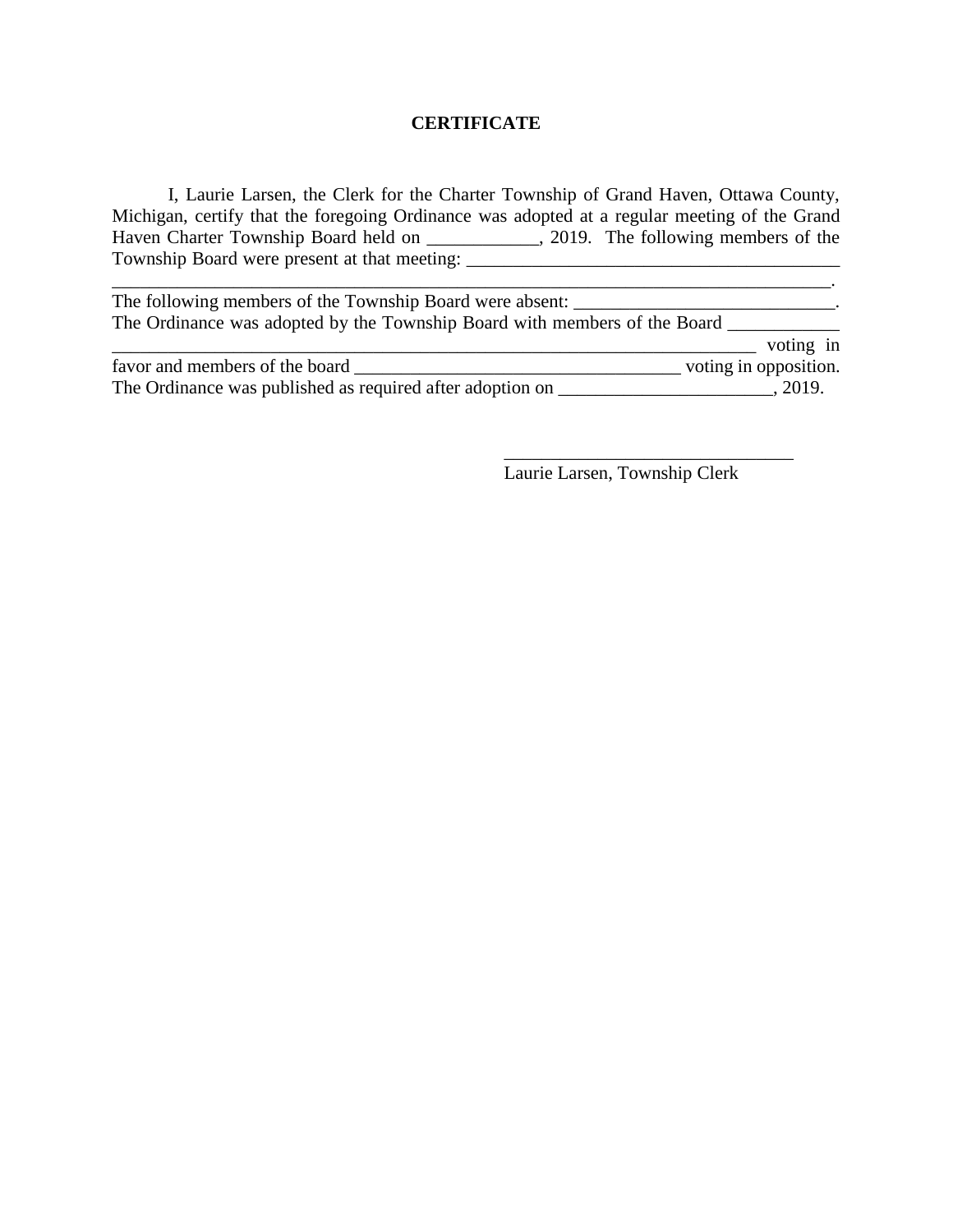**CERTIFICATE**

I, Laurie Larsen, the Clerk for the Charter Township of Grand Haven, Ottawa County, Michigan, certify that the foregoing Ordinance was adopted at a regular meeting of the Grand Haven Charter Township Board held on ____________, 2019. The following members of the Township Board were present at that meeting: ________________________________________ ______________________________________________________________________________. The following members of the Township Board were absent: ____________________________. The Ordinance was adopted by the Township Board with members of the Board ____________ ______________________________________________________________________ voting in favor and members of the board ___________________________________ voting in opposition. The Ordinance was published as required after adoption on _______________________, 2019.

_______________________________
Laurie Larsen, Township Clerk